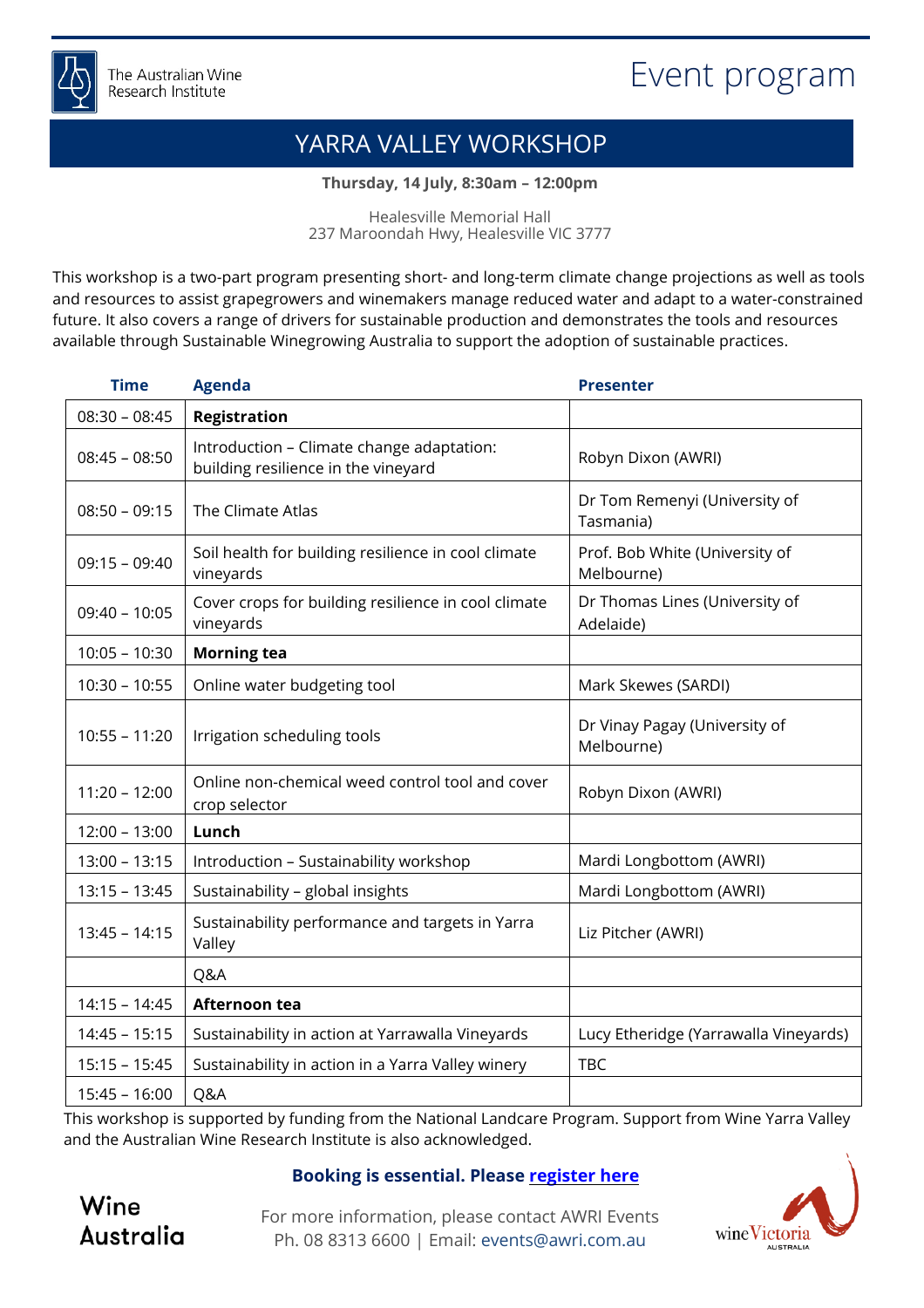The Australian Wine Research Institute

# Event program

## YARRA VALLEY WORKSHOP

**Thursday, 14 July, 8:30am – 12:00pm**

Healesville Memorial Hall
237 Maroondah Hwy, Healesville VIC 3777

This workshop is a two-part program presenting short- and long-term climate change projections as well as tools and resources to assist grapegrowers and winemakers manage reduced water and adapt to a water-constrained future. It also covers a range of drivers for sustainable production and demonstrates the tools and resources available through Sustainable Winegrowing Australia to support the adoption of sustainable practices.

| Time | Agenda | Presenter |
|---|---|---|
| 08:30 – 08:45 | **Registration** | |
| 08:45 – 08:50 | Introduction – Climate change adaptation: building resilience in the vineyard | Robyn Dixon (AWRI) |
| 08:50 – 09:15 | The Climate Atlas | Dr Tom Remenyi (University of Tasmania) |
| 09:15 – 09:40 | Soil health for building resilience in cool climate vineyards | Prof. Bob White (University of Melbourne) |
| 09:40 – 10:05 | Cover crops for building resilience in cool climate vineyards | Dr Thomas Lines (University of Adelaide) |
| 10:05 – 10:30 | **Morning tea** | |
| 10:30 – 10:55 | Online water budgeting tool | Mark Skewes (SARDI) |
| 10:55 – 11:20 | Irrigation scheduling tools | Dr Vinay Pagay (University of Melbourne) |
| 11:20 – 12:00 | Online non-chemical weed control tool and cover crop selector | Robyn Dixon (AWRI) |
| 12:00 – 13:00 | **Lunch** | |
| 13:00 – 13:15 | Introduction – Sustainability workshop | Mardi Longbottom (AWRI) |
| 13:15 – 13:45 | Sustainability – global insights | Mardi Longbottom (AWRI) |
| 13:45 – 14:15 | Sustainability performance and targets in Yarra Valley | Liz Pitcher (AWRI) |
| | Q&A | |
| 14:15 – 14:45 | **Afternoon tea** | |
| 14:45 – 15:15 | Sustainability in action at Yarrawalla Vineyards | Lucy Etheridge (Yarrawalla Vineyards) |
| 15:15 – 15:45 | Sustainability in action in a Yarra Valley winery | TBC |
| 15:45 – 16:00 | Q&A | |

This workshop is supported by funding from the National Landcare Program. Support from Wine Yarra Valley and the Australian Wine Research Institute is also acknowledged.

**Booking is essential. Please register here**

Wine Australia

For more information, please contact AWRI Events
Ph. 08 8313 6600 | Email: events@awri.com.au

wine Victoria AUSTRALIA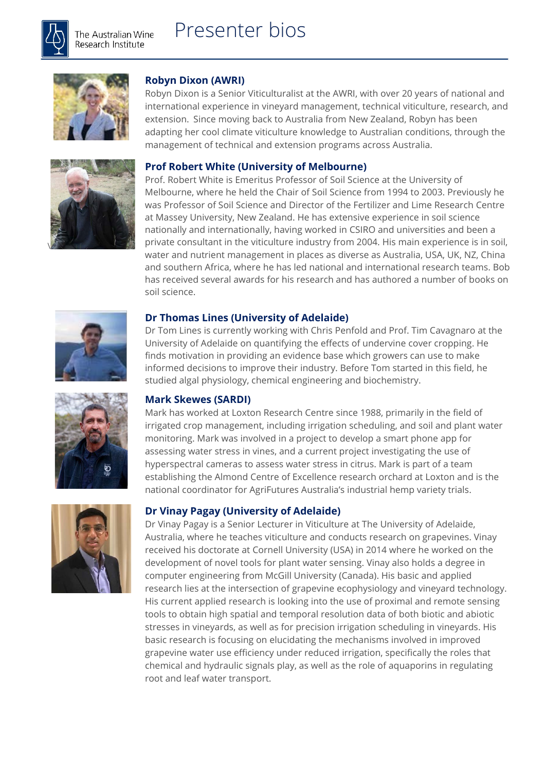# Presenter bios

### Robyn Dixon (AWRI)

Robyn Dixon is a Senior Viticulturalist at the AWRI, with over 20 years of national and international experience in vineyard management, technical viticulture, research, and extension. Since moving back to Australia from New Zealand, Robyn has been adapting her cool climate viticulture knowledge to Australian conditions, through the management of technical and extension programs across Australia.

### Prof Robert White (University of Melbourne)

Prof. Robert White is Emeritus Professor of Soil Science at the University of Melbourne, where he held the Chair of Soil Science from 1994 to 2003. Previously he was Professor of Soil Science and Director of the Fertilizer and Lime Research Centre at Massey University, New Zealand. He has extensive experience in soil science nationally and internationally, having worked in CSIRO and universities and been a private consultant in the viticulture industry from 2004. His main experience is in soil, water and nutrient management in places as diverse as Australia, USA, UK, NZ, China and southern Africa, where he has led national and international research teams. Bob has received several awards for his research and has authored a number of books on soil science.

### Dr Thomas Lines (University of Adelaide)

Dr Tom Lines is currently working with Chris Penfold and Prof. Tim Cavagnaro at the University of Adelaide on quantifying the effects of undervine cover cropping. He finds motivation in providing an evidence base which growers can use to make informed decisions to improve their industry. Before Tom started in this field, he studied algal physiology, chemical engineering and biochemistry.

### Mark Skewes (SARDI)

Mark has worked at Loxton Research Centre since 1988, primarily in the field of irrigated crop management, including irrigation scheduling, and soil and plant water monitoring. Mark was involved in a project to develop a smart phone app for assessing water stress in vines, and a current project investigating the use of hyperspectral cameras to assess water stress in citrus. Mark is part of a team establishing the Almond Centre of Excellence research orchard at Loxton and is the national coordinator for AgriFutures Australia's industrial hemp variety trials.

### Dr Vinay Pagay (University of Adelaide)

Dr Vinay Pagay is a Senior Lecturer in Viticulture at The University of Adelaide, Australia, where he teaches viticulture and conducts research on grapevines. Vinay received his doctorate at Cornell University (USA) in 2014 where he worked on the development of novel tools for plant water sensing. Vinay also holds a degree in computer engineering from McGill University (Canada). His basic and applied research lies at the intersection of grapevine ecophysiology and vineyard technology. His current applied research is looking into the use of proximal and remote sensing tools to obtain high spatial and temporal resolution data of both biotic and abiotic stresses in vineyards, as well as for precision irrigation scheduling in vineyards. His basic research is focusing on elucidating the mechanisms involved in improved grapevine water use efficiency under reduced irrigation, specifically the roles that chemical and hydraulic signals play, as well as the role of aquaporins in regulating root and leaf water transport.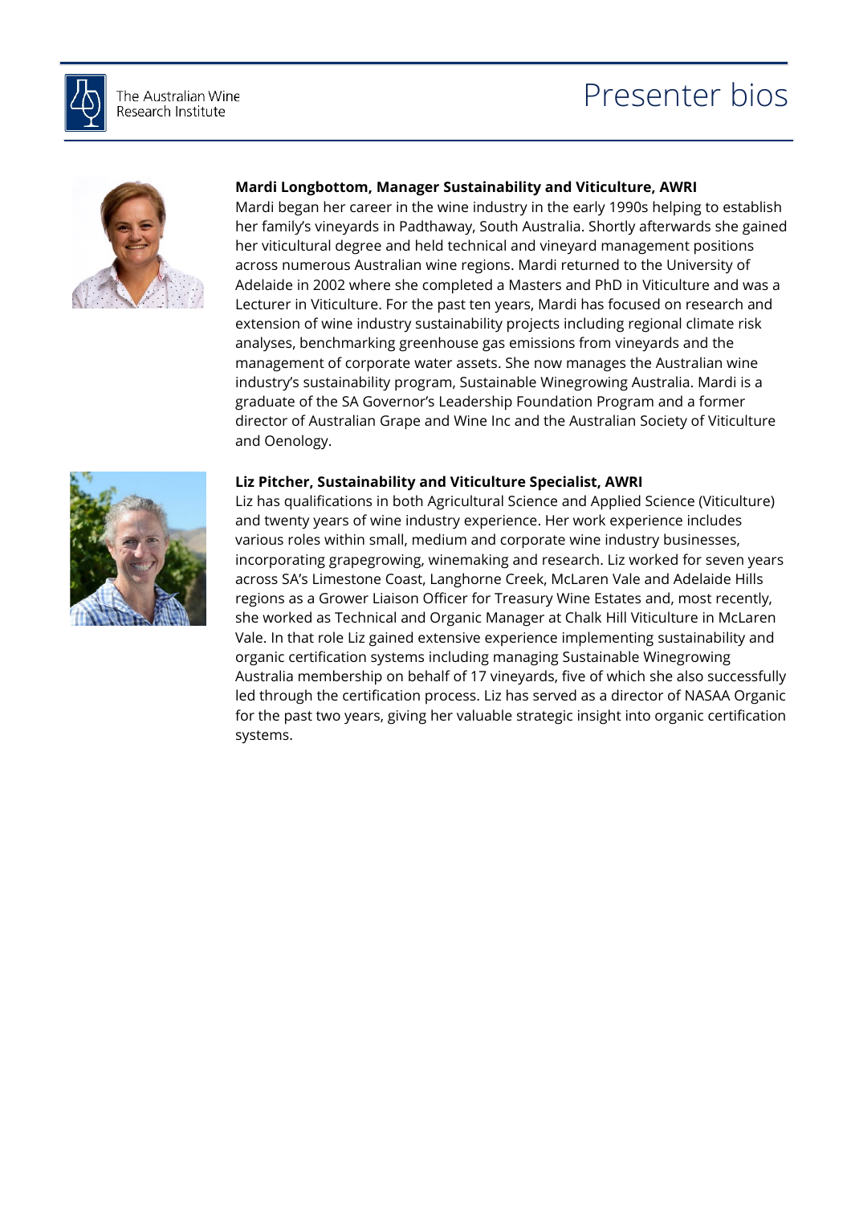# Presenter bios

**Mardi Longbottom, Manager Sustainability and Viticulture, AWRI**

Mardi began her career in the wine industry in the early 1990s helping to establish her family's vineyards in Padthaway, South Australia. Shortly afterwards she gained her viticultural degree and held technical and vineyard management positions across numerous Australian wine regions. Mardi returned to the University of Adelaide in 2002 where she completed a Masters and PhD in Viticulture and was a Lecturer in Viticulture. For the past ten years, Mardi has focused on research and extension of wine industry sustainability projects including regional climate risk analyses, benchmarking greenhouse gas emissions from vineyards and the management of corporate water assets. She now manages the Australian wine industry's sustainability program, Sustainable Winegrowing Australia. Mardi is a graduate of the SA Governor's Leadership Foundation Program and a former director of Australian Grape and Wine Inc and the Australian Society of Viticulture and Oenology.

**Liz Pitcher, Sustainability and Viticulture Specialist, AWRI**

Liz has qualifications in both Agricultural Science and Applied Science (Viticulture) and twenty years of wine industry experience. Her work experience includes various roles within small, medium and corporate wine industry businesses, incorporating grapegrowing, winemaking and research. Liz worked for seven years across SA's Limestone Coast, Langhorne Creek, McLaren Vale and Adelaide Hills regions as a Grower Liaison Officer for Treasury Wine Estates and, most recently, she worked as Technical and Organic Manager at Chalk Hill Viticulture in McLaren Vale. In that role Liz gained extensive experience implementing sustainability and organic certification systems including managing Sustainable Winegrowing Australia membership on behalf of 17 vineyards, five of which she also successfully led through the certification process. Liz has served as a director of NASAA Organic for the past two years, giving her valuable strategic insight into organic certification systems.